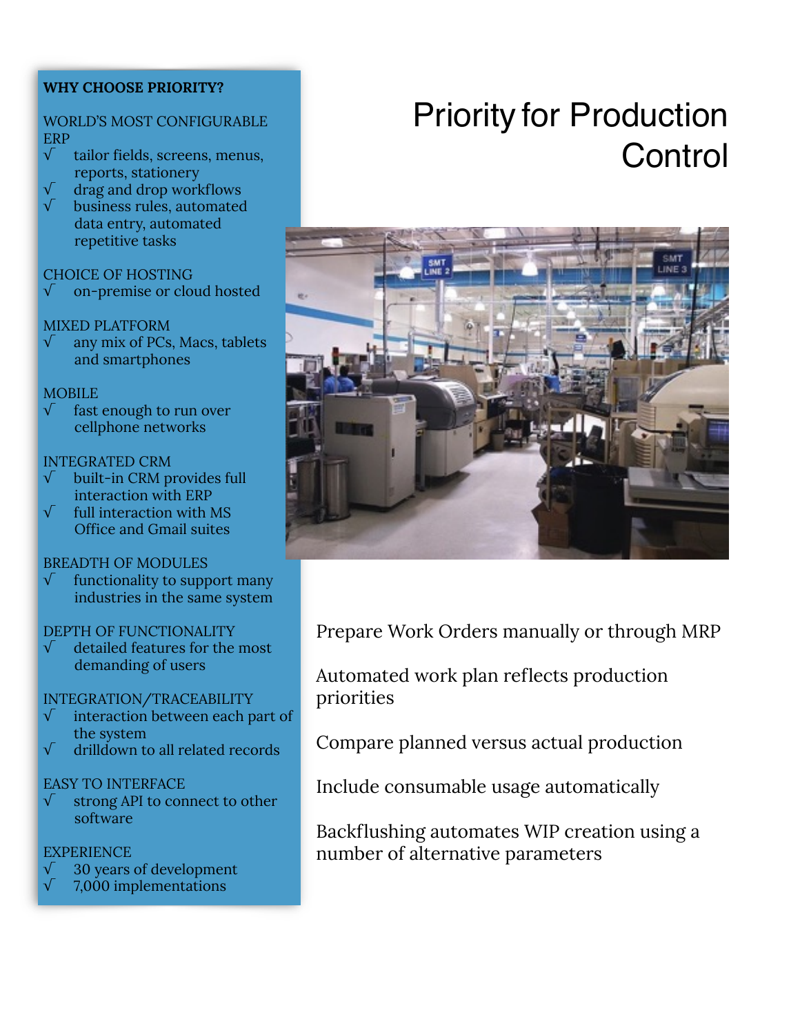# Priority for Production Control

Prepare Work Orders manually or through MRP

Automated work plan reflects production priorities

Compare planned versus actual production

Include consumable usage automatically

Backflushing automates WIP creation using a number of alternative parameters

**WHY CHOOSE PRIORITY?**

WORLD'S MOST CONFIGURABLE ERP

- √ tailor fields, screens, menus, reports, stationery
- √ drag and drop workflows
- √ business rules, automated data entry, automated repetitive tasks

CHOICE OF HOSTING

- √ on-premise or cloud hosted

MIXED PLATFORM

- √ any mix of PCs, Macs, tablets and smartphones

MOBILE

- √ fast enough to run over cellphone networks

INTEGRATED CRM

- √ built-in CRM provides full interaction with ERP
- √ full interaction with MS Office and Gmail suites

BREADTH OF MODULES

- √ functionality to support many industries in the same system

DEPTH OF FUNCTIONALITY

- √ detailed features for the most demanding of users

INTEGRATION/TRACEABILITY

- √ interaction between each part of the system
- √ drilldown to all related records

EASY TO INTERFACE

- √ strong API to connect to other software

EXPERIENCE

- √ 30 years of development
- √ 7,000 implementations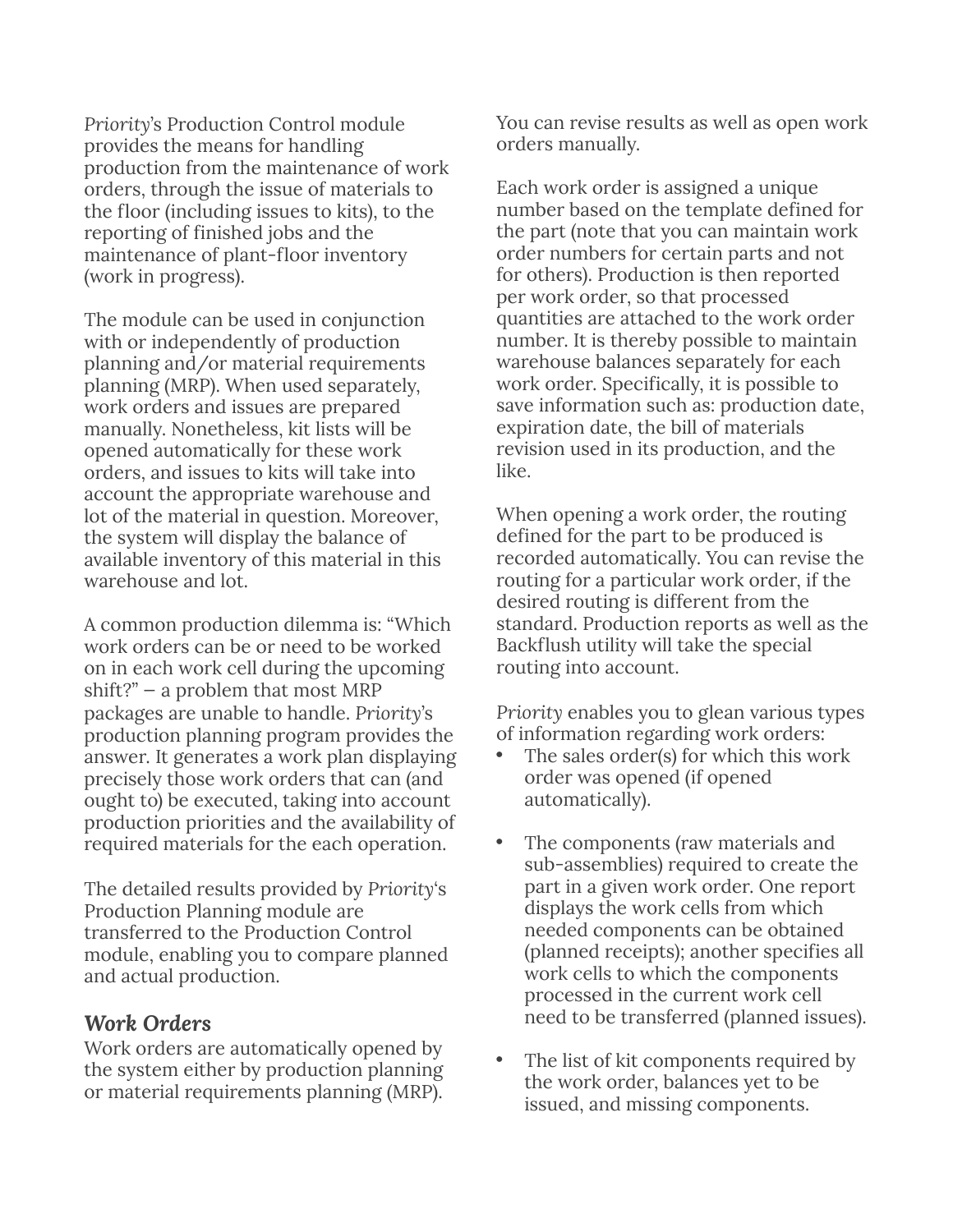*Priority*'s Production Control module provides the means for handling production from the maintenance of work orders, through the issue of materials to the floor (including issues to kits), to the reporting of finished jobs and the maintenance of plant-floor inventory (work in progress).

The module can be used in conjunction with or independently of production planning and/or material requirements planning (MRP). When used separately, work orders and issues are prepared manually. Nonetheless, kit lists will be opened automatically for these work orders, and issues to kits will take into account the appropriate warehouse and lot of the material in question. Moreover, the system will display the balance of available inventory of this material in this warehouse and lot.

A common production dilemma is: "Which work orders can be or need to be worked on in each work cell during the upcoming shift?" – a problem that most MRP packages are unable to handle. *Priority*'s production planning program provides the answer. It generates a work plan displaying precisely those work orders that can (and ought to) be executed, taking into account production priorities and the availability of required materials for the each operation.

The detailed results provided by *Priority*'s Production Planning module are transferred to the Production Control module, enabling you to compare planned and actual production.

### *Work Orders*

Work orders are automatically opened by the system either by production planning or material requirements planning (MRP). You can revise results as well as open work orders manually.

Each work order is assigned a unique number based on the template defined for the part (note that you can maintain work order numbers for certain parts and not for others). Production is then reported per work order, so that processed quantities are attached to the work order number. It is thereby possible to maintain warehouse balances separately for each work order. Specifically, it is possible to save information such as: production date, expiration date, the bill of materials revision used in its production, and the like.

When opening a work order, the routing defined for the part to be produced is recorded automatically. You can revise the routing for a particular work order, if the desired routing is different from the standard. Production reports as well as the Backflush utility will take the special routing into account.

*Priority* enables you to glean various types of information regarding work orders:

- The sales order(s) for which this work order was opened (if opened automatically).
- The components (raw materials and sub-assemblies) required to create the part in a given work order. One report displays the work cells from which needed components can be obtained (planned receipts); another specifies all work cells to which the components processed in the current work cell need to be transferred (planned issues).
- The list of kit components required by the work order, balances yet to be issued, and missing components.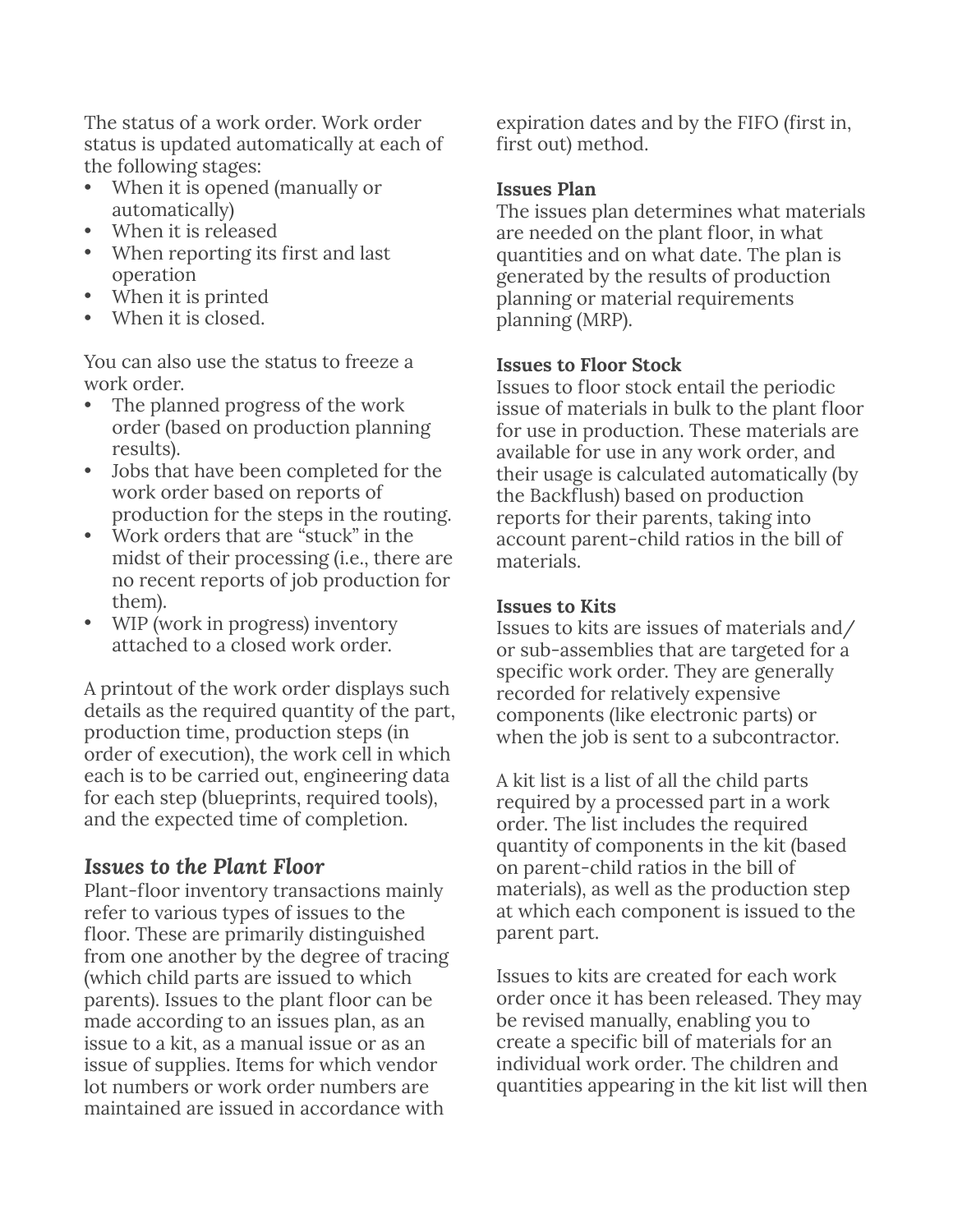The status of a work order. Work order status is updated automatically at each of the following stages:

- When it is opened (manually or automatically)
- When it is released
- When reporting its first and last operation
- When it is printed
- When it is closed.

You can also use the status to freeze a work order.

- The planned progress of the work order (based on production planning results).
- Jobs that have been completed for the work order based on reports of production for the steps in the routing.
- Work orders that are "stuck" in the midst of their processing (i.e., there are no recent reports of job production for them).
- WIP (work in progress) inventory attached to a closed work order.

A printout of the work order displays such details as the required quantity of the part, production time, production steps (in order of execution), the work cell in which each is to be carried out, engineering data for each step (blueprints, required tools), and the expected time of completion.

### *Issues to the Plant Floor*

Plant-floor inventory transactions mainly refer to various types of issues to the floor. These are primarily distinguished from one another by the degree of tracing (which child parts are issued to which parents). Issues to the plant floor can be made according to an issues plan, as an issue to a kit, as a manual issue or as an issue of supplies. Items for which vendor lot numbers or work order numbers are maintained are issued in accordance with expiration dates and by the FIFO (first in, first out) method.

**Issues Plan**

The issues plan determines what materials are needed on the plant floor, in what quantities and on what date. The plan is generated by the results of production planning or material requirements planning (MRP).

**Issues to Floor Stock**

Issues to floor stock entail the periodic issue of materials in bulk to the plant floor for use in production. These materials are available for use in any work order, and their usage is calculated automatically (by the Backflush) based on production reports for their parents, taking into account parent-child ratios in the bill of materials.

**Issues to Kits**

Issues to kits are issues of materials and/ or sub-assemblies that are targeted for a specific work order. They are generally recorded for relatively expensive components (like electronic parts) or when the job is sent to a subcontractor.

A kit list is a list of all the child parts required by a processed part in a work order. The list includes the required quantity of components in the kit (based on parent-child ratios in the bill of materials), as well as the production step at which each component is issued to the parent part.

Issues to kits are created for each work order once it has been released. They may be revised manually, enabling you to create a specific bill of materials for an individual work order. The children and quantities appearing in the kit list will then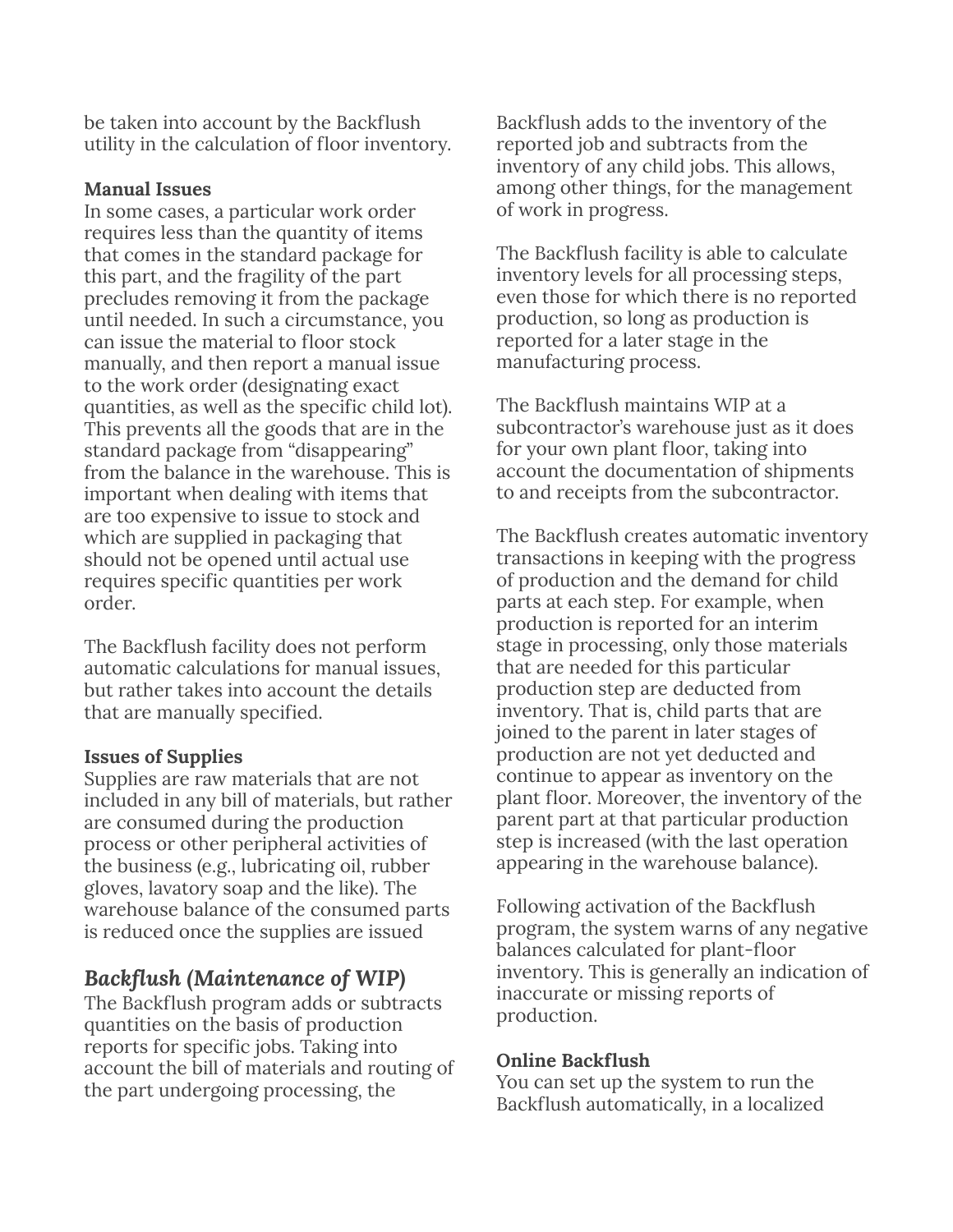be taken into account by the Backflush utility in the calculation of floor inventory.

**Manual Issues**
In some cases, a particular work order requires less than the quantity of items that comes in the standard package for this part, and the fragility of the part precludes removing it from the package until needed. In such a circumstance, you can issue the material to floor stock manually, and then report a manual issue to the work order (designating exact quantities, as well as the specific child lot). This prevents all the goods that are in the standard package from "disappearing" from the balance in the warehouse. This is important when dealing with items that are too expensive to issue to stock and which are supplied in packaging that should not be opened until actual use requires specific quantities per work order.

The Backflush facility does not perform automatic calculations for manual issues, but rather takes into account the details that are manually specified.

**Issues of Supplies**
Supplies are raw materials that are not included in any bill of materials, but rather are consumed during the production process or other peripheral activities of the business (e.g., lubricating oil, rubber gloves, lavatory soap and the like). The warehouse balance of the consumed parts is reduced once the supplies are issued

## *Backflush (Maintenance of WIP)*

The Backflush program adds or subtracts quantities on the basis of production reports for specific jobs. Taking into account the bill of materials and routing of the part undergoing processing, the Backflush adds to the inventory of the reported job and subtracts from the inventory of any child jobs. This allows, among other things, for the management of work in progress.

The Backflush facility is able to calculate inventory levels for all processing steps, even those for which there is no reported production, so long as production is reported for a later stage in the manufacturing process.

The Backflush maintains WIP at a subcontractor's warehouse just as it does for your own plant floor, taking into account the documentation of shipments to and receipts from the subcontractor.

The Backflush creates automatic inventory transactions in keeping with the progress of production and the demand for child parts at each step. For example, when production is reported for an interim stage in processing, only those materials that are needed for this particular production step are deducted from inventory. That is, child parts that are joined to the parent in later stages of production are not yet deducted and continue to appear as inventory on the plant floor. Moreover, the inventory of the parent part at that particular production step is increased (with the last operation appearing in the warehouse balance).

Following activation of the Backflush program, the system warns of any negative balances calculated for plant-floor inventory. This is generally an indication of inaccurate or missing reports of production.

**Online Backflush**
You can set up the system to run the Backflush automatically, in a localized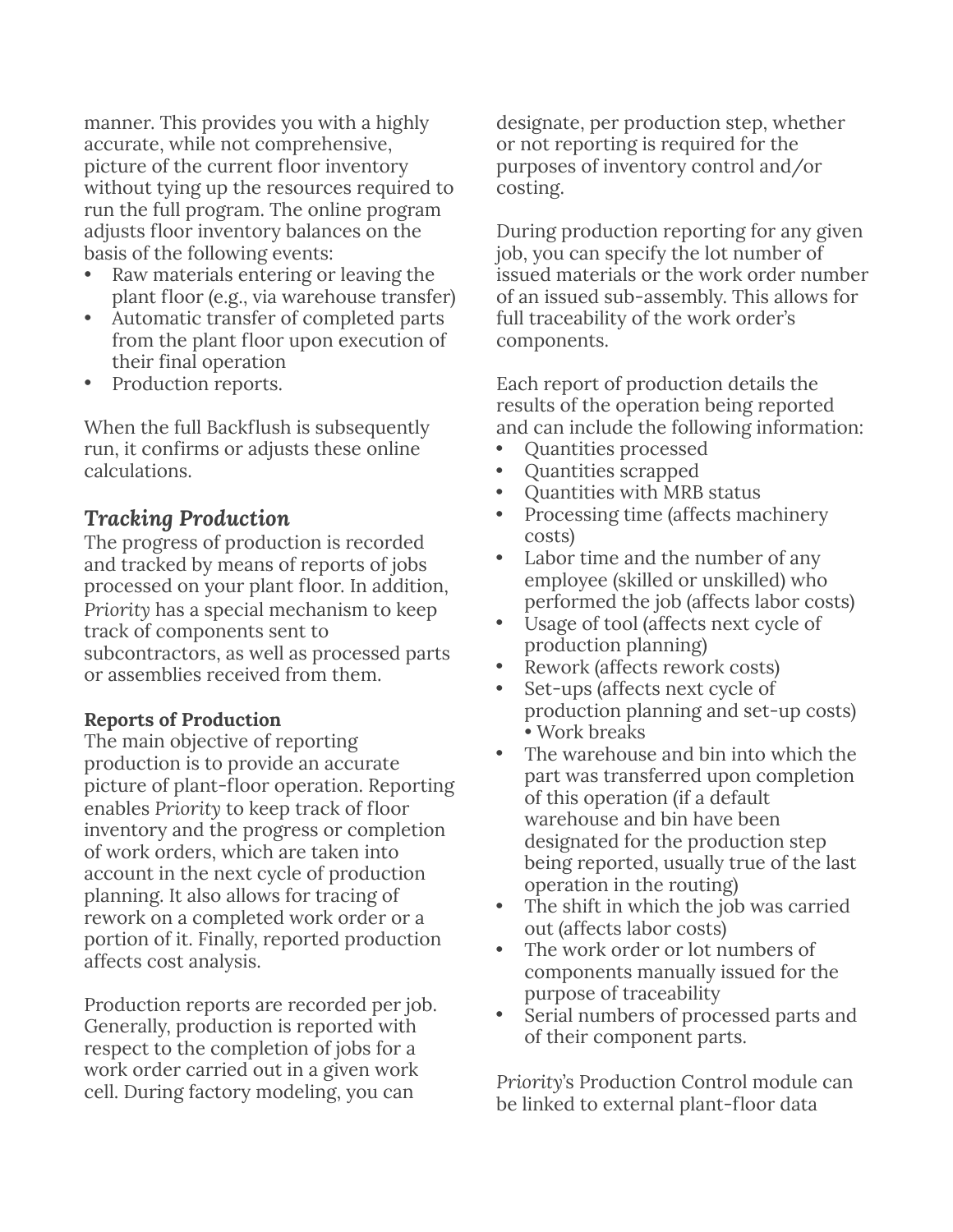manner. This provides you with a highly accurate, while not comprehensive, picture of the current floor inventory without tying up the resources required to run the full program. The online program adjusts floor inventory balances on the basis of the following events:

- Raw materials entering or leaving the plant floor (e.g., via warehouse transfer)
- Automatic transfer of completed parts from the plant floor upon execution of their final operation
- Production reports.

When the full Backflush is subsequently run, it confirms or adjusts these online calculations.

## *Tracking Production*

The progress of production is recorded and tracked by means of reports of jobs processed on your plant floor. In addition, *Priority* has a special mechanism to keep track of components sent to subcontractors, as well as processed parts or assemblies received from them.

**Reports of Production**

The main objective of reporting production is to provide an accurate picture of plant-floor operation. Reporting enables *Priority* to keep track of floor inventory and the progress or completion of work orders, which are taken into account in the next cycle of production planning. It also allows for tracing of rework on a completed work order or a portion of it. Finally, reported production affects cost analysis.

Production reports are recorded per job. Generally, production is reported with respect to the completion of jobs for a work order carried out in a given work cell. During factory modeling, you can designate, per production step, whether or not reporting is required for the purposes of inventory control and/or costing.

During production reporting for any given job, you can specify the lot number of issued materials or the work order number of an issued sub-assembly. This allows for full traceability of the work order's components.

Each report of production details the results of the operation being reported and can include the following information:

- Quantities processed
- Quantities scrapped
- Quantities with MRB status
- Processing time (affects machinery costs)
- Labor time and the number of any employee (skilled or unskilled) who performed the job (affects labor costs)
- Usage of tool (affects next cycle of production planning)
- Rework (affects rework costs)
- Set-ups (affects next cycle of production planning and set-up costs) • Work breaks
- The warehouse and bin into which the part was transferred upon completion of this operation (if a default warehouse and bin have been designated for the production step being reported, usually true of the last operation in the routing)
- The shift in which the job was carried out (affects labor costs)
- The work order or lot numbers of components manually issued for the purpose of traceability
- Serial numbers of processed parts and of their component parts.

*Priority*'s Production Control module can be linked to external plant-floor data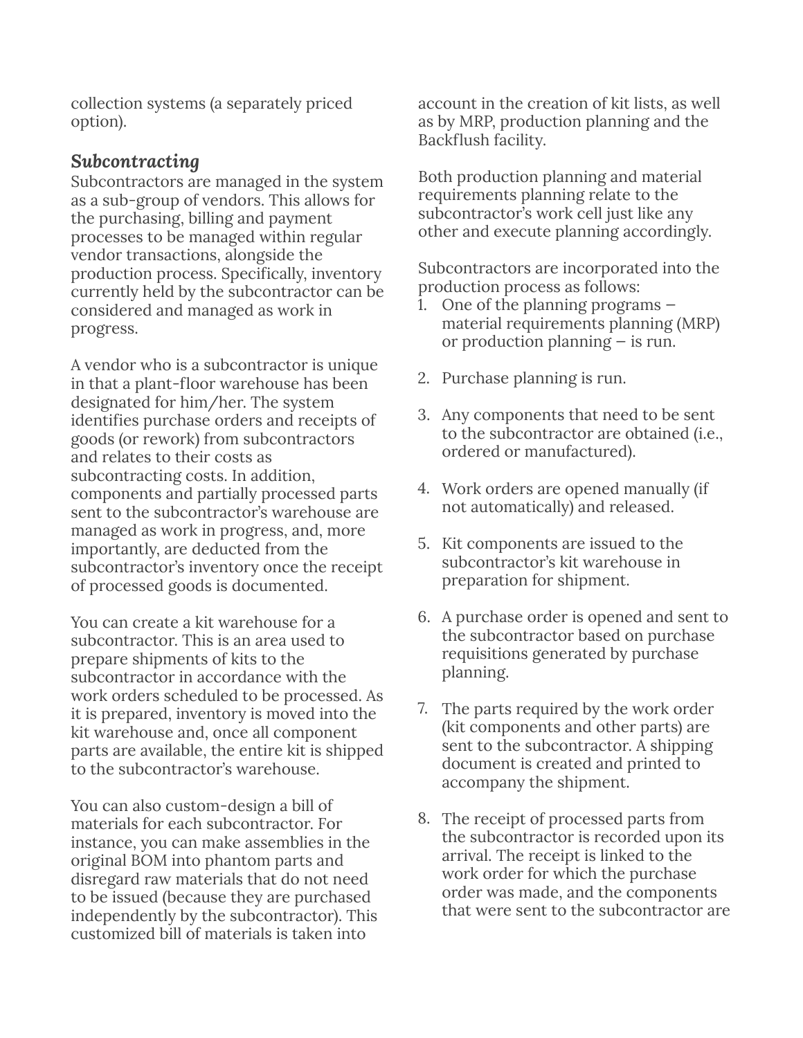collection systems (a separately priced option).

### *Subcontracting*

Subcontractors are managed in the system as a sub-group of vendors. This allows for the purchasing, billing and payment processes to be managed within regular vendor transactions, alongside the production process. Specifically, inventory currently held by the subcontractor can be considered and managed as work in progress.

A vendor who is a subcontractor is unique in that a plant-floor warehouse has been designated for him/her. The system identifies purchase orders and receipts of goods (or rework) from subcontractors and relates to their costs as subcontracting costs. In addition, components and partially processed parts sent to the subcontractor's warehouse are managed as work in progress, and, more importantly, are deducted from the subcontractor's inventory once the receipt of processed goods is documented.

You can create a kit warehouse for a subcontractor. This is an area used to prepare shipments of kits to the subcontractor in accordance with the work orders scheduled to be processed. As it is prepared, inventory is moved into the kit warehouse and, once all component parts are available, the entire kit is shipped to the subcontractor's warehouse.

You can also custom-design a bill of materials for each subcontractor. For instance, you can make assemblies in the original BOM into phantom parts and disregard raw materials that do not need to be issued (because they are purchased independently by the subcontractor). This customized bill of materials is taken into account in the creation of kit lists, as well as by MRP, production planning and the Backflush facility.

Both production planning and material requirements planning relate to the subcontractor's work cell just like any other and execute planning accordingly.

Subcontractors are incorporated into the production process as follows:

1. One of the planning programs – material requirements planning (MRP) or production planning – is run.
2. Purchase planning is run.
3. Any components that need to be sent to the subcontractor are obtained (i.e., ordered or manufactured).
4. Work orders are opened manually (if not automatically) and released.
5. Kit components are issued to the subcontractor's kit warehouse in preparation for shipment.
6. A purchase order is opened and sent to the subcontractor based on purchase requisitions generated by purchase planning.
7. The parts required by the work order (kit components and other parts) are sent to the subcontractor. A shipping document is created and printed to accompany the shipment.
8. The receipt of processed parts from the subcontractor is recorded upon its arrival. The receipt is linked to the work order for which the purchase order was made, and the components that were sent to the subcontractor are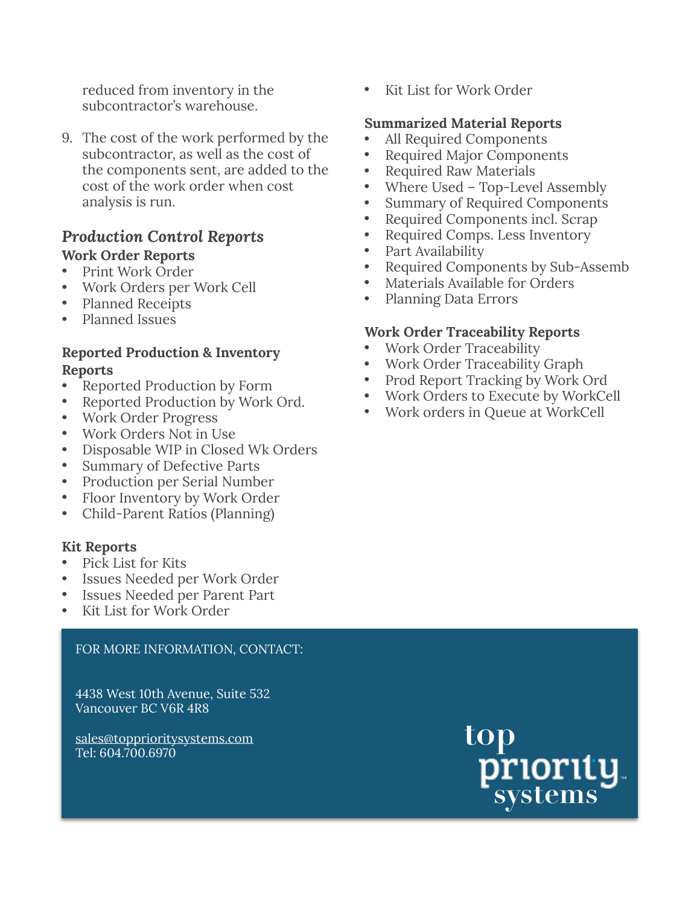reduced from inventory in the subcontractor's warehouse.

9. The cost of the work performed by the subcontractor, as well as the cost of the components sent, are added to the cost of the work order when cost analysis is run.

## *Production Control Reports*

### Work Order Reports

- Print Work Order
- Work Orders per Work Cell
- Planned Receipts
- Planned Issues

### Reported Production & Inventory Reports

- Reported Production by Form
- Reported Production by Work Ord.
- Work Order Progress
- Work Orders Not in Use
- Disposable WIP in Closed Wk Orders
- Summary of Defective Parts
- Production per Serial Number
- Floor Inventory by Work Order
- Child-Parent Ratios (Planning)

### Kit Reports

- Pick List for Kits
- Issues Needed per Work Order
- Issues Needed per Parent Part
- Kit List for Work Order
- Kit List for Work Order

### Summarized Material Reports

- All Required Components
- Required Major Components
- Required Raw Materials
- Where Used – Top-Level Assembly
- Summary of Required Components
- Required Components incl. Scrap
- Required Comps. Less Inventory
- Part Availability
- Required Components by Sub-Assemb
- Materials Available for Orders
- Planning Data Errors

### Work Order Traceability Reports

- Work Order Traceability
- Work Order Traceability Graph
- Prod Report Tracking by Work Ord
- Work Orders to Execute by WorkCell
- Work orders in Queue at WorkCell

FOR MORE INFORMATION, CONTACT:

4438 West 10th Avenue, Suite 532
Vancouver BC V6R 4R8

sales@toppriortysystems.com
Tel: 604.700.6970

top priority systems